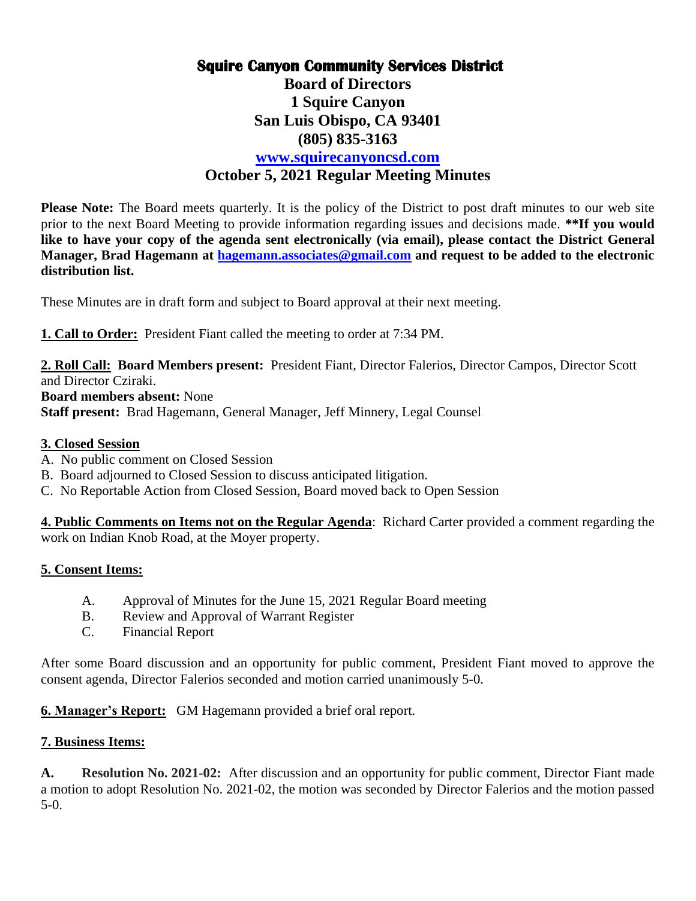# Squire Canyon Community Services District

## Board of Directors
## 1 Squire Canyon
## San Luis Obispo, CA 93401
## (805) 835-3163
## www.squirecanyoncsd.com
## October 5, 2021 Regular Meeting Minutes

**Please Note:** The Board meets quarterly. It is the policy of the District to post draft minutes to our web site prior to the next Board Meeting to provide information regarding issues and decisions made. **\*\*If you would like to have your copy of the agenda sent electronically (via email), please contact the District General Manager, Brad Hagemann at hagemann.associates@gmail.com and request to be added to the electronic distribution list.**

These Minutes are in draft form and subject to Board approval at their next meeting.

**1. Call to Order:** President Fiant called the meeting to order at 7:34 PM.

**2. Roll Call: Board Members present:** President Fiant, Director Falerios, Director Campos, Director Scott and Director Cziraki.
**Board members absent:** None
**Staff present:** Brad Hagemann, General Manager, Jeff Minnery, Legal Counsel

**3. Closed Session**

A. No public comment on Closed Session
B. Board adjourned to Closed Session to discuss anticipated litigation.
C. No Reportable Action from Closed Session, Board moved back to Open Session

**4. Public Comments on Items not on the Regular Agenda**: Richard Carter provided a comment regarding the work on Indian Knob Road, at the Moyer property.

**5. Consent Items:**

A. Approval of Minutes for the June 15, 2021 Regular Board meeting
B. Review and Approval of Warrant Register
C. Financial Report

After some Board discussion and an opportunity for public comment, President Fiant moved to approve the consent agenda, Director Falerios seconded and motion carried unanimously 5-0.

**6. Manager's Report:** GM Hagemann provided a brief oral report.

**7. Business Items:**

**A. Resolution No. 2021-02:** After discussion and an opportunity for public comment, Director Fiant made a motion to adopt Resolution No. 2021-02, the motion was seconded by Director Falerios and the motion passed 5-0.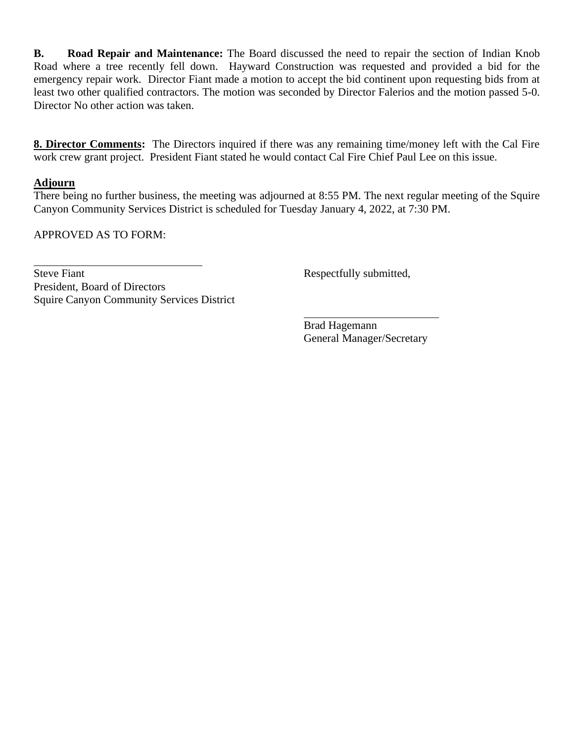**B. Road Repair and Maintenance:** The Board discussed the need to repair the section of Indian Knob Road where a tree recently fell down. Hayward Construction was requested and provided a bid for the emergency repair work. Director Fiant made a motion to accept the bid continent upon requesting bids from at least two other qualified contractors. The motion was seconded by Director Falerios and the motion passed 5-0. Director No other action was taken.

**8. Director Comments:** The Directors inquired if there was any remaining time/money left with the Cal Fire work crew grant project. President Fiant stated he would contact Cal Fire Chief Paul Lee on this issue.

**Adjourn**

There being no further business, the meeting was adjourned at 8:55 PM. The next regular meeting of the Squire Canyon Community Services District is scheduled for Tuesday January 4, 2022, at 7:30 PM.

APPROVED AS TO FORM:

\_\_\_\_\_\_\_\_\_\_\_\_\_\_\_\_\_\_\_\_\_\_\_\_\_\_\_\_\_\_\_\_

Steve Fiant
President, Board of Directors
Squire Canyon Community Services District

Respectfully submitted,

\_\_\_\_\_\_\_\_\_\_\_\_\_\_\_\_\_\_\_\_\_\_\_\_\_\_

Brad Hagemann
General Manager/Secretary